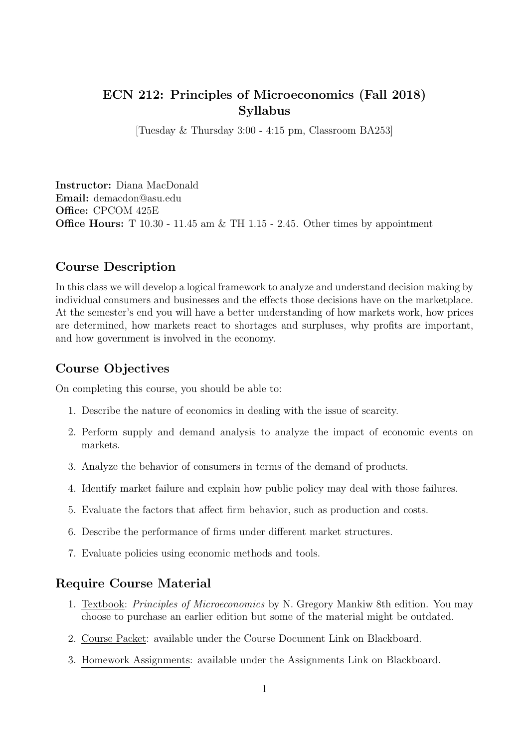# ECN 212: Principles of Microeconomics (Fall 2018) Syllabus

[Tuesday & Thursday 3:00 - 4:15 pm, Classroom BA253]

**Instructor:** Diana MacDonald
**Email:** demacdon@asu.edu
**Office:** CPCOM 425E
**Office Hours:** T 10.30 - 11.45 am & TH 1.15 - 2.45. Other times by appointment

## Course Description

In this class we will develop a logical framework to analyze and understand decision making by individual consumers and businesses and the effects those decisions have on the marketplace. At the semester's end you will have a better understanding of how markets work, how prices are determined, how markets react to shortages and surpluses, why profits are important, and how government is involved in the economy.

## Course Objectives

On completing this course, you should be able to:

1. Describe the nature of economics in dealing with the issue of scarcity.
2. Perform supply and demand analysis to analyze the impact of economic events on markets.
3. Analyze the behavior of consumers in terms of the demand of products.
4. Identify market failure and explain how public policy may deal with those failures.
5. Evaluate the factors that affect firm behavior, such as production and costs.
6. Describe the performance of firms under different market structures.
7. Evaluate policies using economic methods and tools.

## Require Course Material

1. Textbook: *Principles of Microeconomics* by N. Gregory Mankiw 8th edition. You may choose to purchase an earlier edition but some of the material might be outdated.
2. Course Packet: available under the Course Document Link on Blackboard.
3. Homework Assignments: available under the Assignments Link on Blackboard.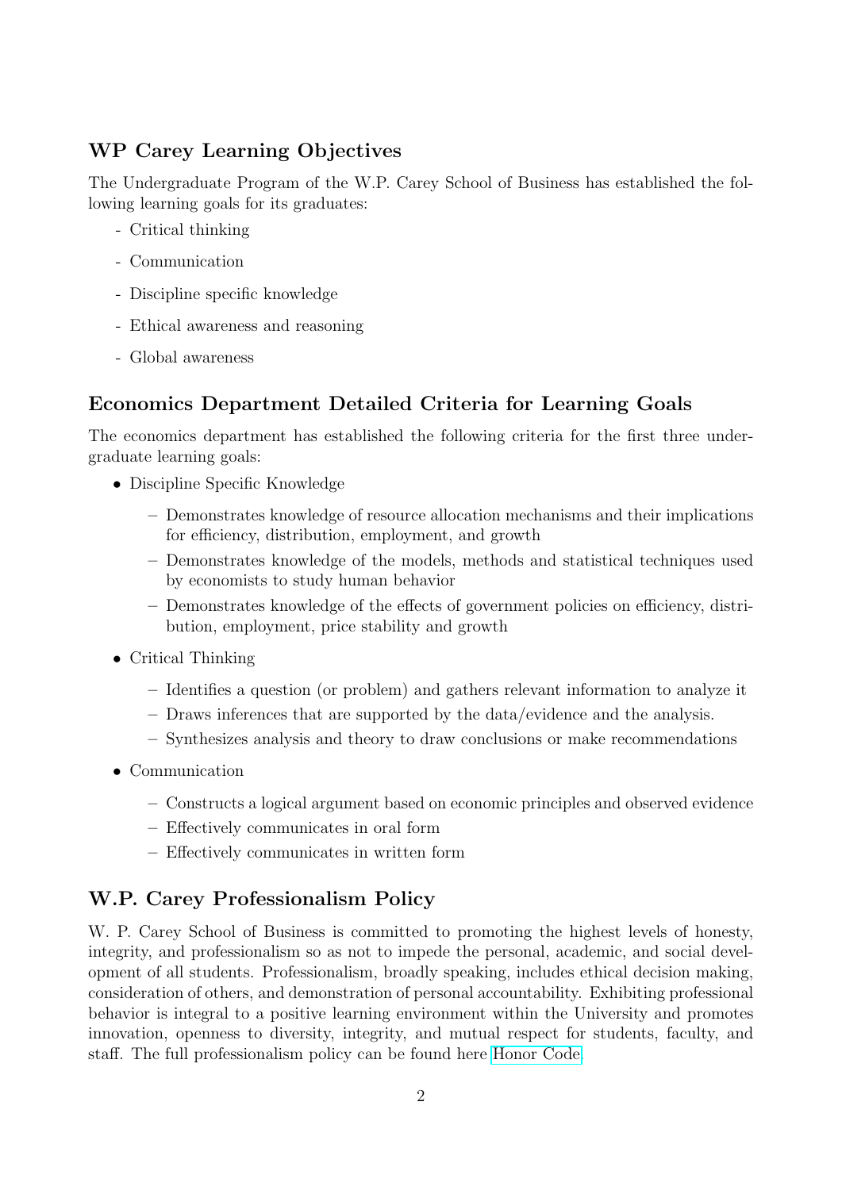## WP Carey Learning Objectives

The Undergraduate Program of the W.P. Carey School of Business has established the following learning goals for its graduates:

- Critical thinking
- Communication
- Discipline specific knowledge
- Ethical awareness and reasoning
- Global awareness

## Economics Department Detailed Criteria for Learning Goals

The economics department has established the following criteria for the first three undergraduate learning goals:

- Discipline Specific Knowledge
  - Demonstrates knowledge of resource allocation mechanisms and their implications for efficiency, distribution, employment, and growth
  - Demonstrates knowledge of the models, methods and statistical techniques used by economists to study human behavior
  - Demonstrates knowledge of the effects of government policies on efficiency, distribution, employment, price stability and growth
- Critical Thinking
  - Identifies a question (or problem) and gathers relevant information to analyze it
  - Draws inferences that are supported by the data/evidence and the analysis.
  - Synthesizes analysis and theory to draw conclusions or make recommendations
- Communication
  - Constructs a logical argument based on economic principles and observed evidence
  - Effectively communicates in oral form
  - Effectively communicates in written form

## W.P. Carey Professionalism Policy

W. P. Carey School of Business is committed to promoting the highest levels of honesty, integrity, and professionalism so as not to impede the personal, academic, and social development of all students. Professionalism, broadly speaking, includes ethical decision making, consideration of others, and demonstration of personal accountability. Exhibiting professional behavior is integral to a positive learning environment within the University and promotes innovation, openness to diversity, integrity, and mutual respect for students, faculty, and staff. The full professionalism policy can be found here Honor Code.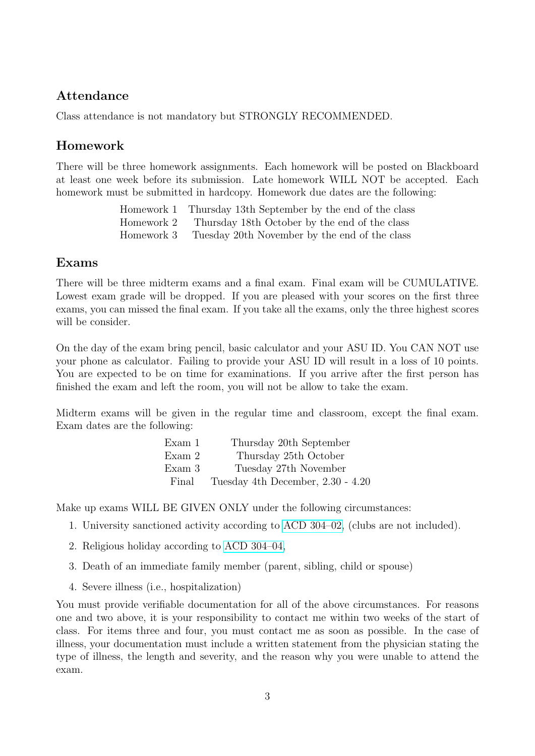## Attendance

Class attendance is not mandatory but STRONGLY RECOMMENDED.

## Homework

There will be three homework assignments. Each homework will be posted on Blackboard at least one week before its submission. Late homework WILL NOT be accepted. Each homework must be submitted in hardcopy. Homework due dates are the following:

| | |
|---|---|
| Homework 1 | Thursday 13th September by the end of the class |
| Homework 2 | Thursday 18th October by the end of the class |
| Homework 3 | Tuesday 20th November by the end of the class |

## Exams

There will be three midterm exams and a final exam. Final exam will be CUMULATIVE. Lowest exam grade will be dropped. If you are pleased with your scores on the first three exams, you can missed the final exam. If you take all the exams, only the three highest scores will be consider.

On the day of the exam bring pencil, basic calculator and your ASU ID. You CAN NOT use your phone as calculator. Failing to provide your ASU ID will result in a loss of 10 points. You are expected to be on time for examinations. If you arrive after the first person has finished the exam and left the room, you will not be allow to take the exam.

Midterm exams will be given in the regular time and classroom, except the final exam. Exam dates are the following:

| | |
|---|---|
| Exam 1 | Thursday 20th September |
| Exam 2 | Thursday 25th October |
| Exam 3 | Tuesday 27th November |
| Final | Tuesday 4th December, 2.30 - 4.20 |

Make up exams WILL BE GIVEN ONLY under the following circumstances:

1. University sanctioned activity according to ACD 304–02, (clubs are not included).
2. Religious holiday according to ACD 304–04,
3. Death of an immediate family member (parent, sibling, child or spouse)
4. Severe illness (i.e., hospitalization)

You must provide verifiable documentation for all of the above circumstances. For reasons one and two above, it is your responsibility to contact me within two weeks of the start of class. For items three and four, you must contact me as soon as possible. In the case of illness, your documentation must include a written statement from the physician stating the type of illness, the length and severity, and the reason why you were unable to attend the exam.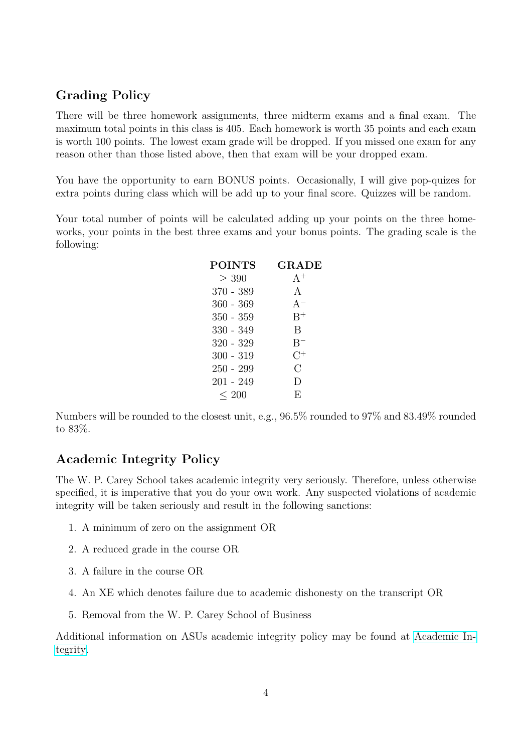## Grading Policy

There will be three homework assignments, three midterm exams and a final exam. The maximum total points in this class is 405. Each homework is worth 35 points and each exam is worth 100 points. The lowest exam grade will be dropped. If you missed one exam for any reason other than those listed above, then that exam will be your dropped exam.

You have the opportunity to earn BONUS points. Occasionally, I will give pop-quizes for extra points during class which will be add up to your final score. Quizzes will be random.

Your total number of points will be calculated adding up your points on the three homeworks, your points in the best three exams and your bonus points. The grading scale is the following:

| **POINTS** | **GRADE** |
|---|---|
| $\geq 390$ | $A^{+}$ |
| 370 - 389 | A |
| 360 - 369 | $A^{-}$ |
| 350 - 359 | $B^{+}$ |
| 330 - 349 | B |
| 320 - 329 | $B^{-}$ |
| 300 - 319 | $C^{+}$ |
| 250 - 299 | C |
| 201 - 249 | D |
| $\leq 200$ | E |

Numbers will be rounded to the closest unit, e.g., 96.5% rounded to 97% and 83.49% rounded to 83%.

## Academic Integrity Policy

The W. P. Carey School takes academic integrity very seriously. Therefore, unless otherwise specified, it is imperative that you do your own work. Any suspected violations of academic integrity will be taken seriously and result in the following sanctions:

1. A minimum of zero on the assignment OR
2. A reduced grade in the course OR
3. A failure in the course OR
4. An XE which denotes failure due to academic dishonesty on the transcript OR
5. Removal from the W. P. Carey School of Business

Additional information on ASUs academic integrity policy may be found at Academic Integrity.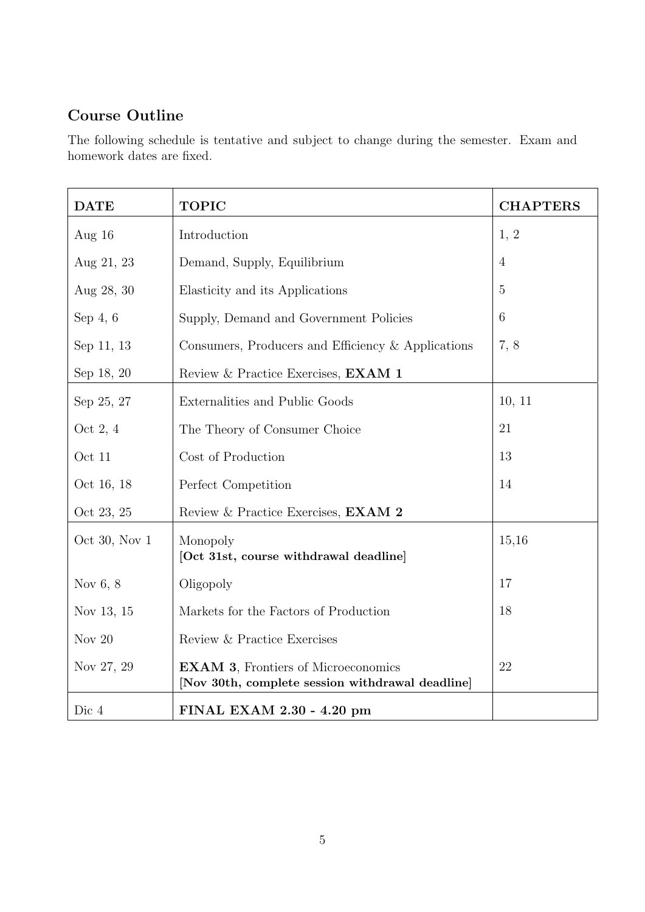## Course Outline

The following schedule is tentative and subject to change during the semester. Exam and homework dates are fixed.

| DATE | TOPIC | CHAPTERS |
|---|---|---|
| Aug 16 | Introduction | 1, 2 |
| Aug 21, 23 | Demand, Supply, Equilibrium | 4 |
| Aug 28, 30 | Elasticity and its Applications | 5 |
| Sep 4, 6 | Supply, Demand and Government Policies | 6 |
| Sep 11, 13 | Consumers, Producers and Efficiency & Applications | 7, 8 |
| Sep 18, 20 | Review & Practice Exercises, **EXAM 1** | |
| Sep 25, 27 | Externalities and Public Goods | 10, 11 |
| Oct 2, 4 | The Theory of Consumer Choice | 21 |
| Oct 11 | Cost of Production | 13 |
| Oct 16, 18 | Perfect Competition | 14 |
| Oct 23, 25 | Review & Practice Exercises, **EXAM 2** | |
| Oct 30, Nov 1 | Monopoly [**Oct 31st, course withdrawal deadline**] | 15,16 |
| Nov 6, 8 | Oligopoly | 17 |
| Nov 13, 15 | Markets for the Factors of Production | 18 |
| Nov 20 | Review & Practice Exercises | |
| Nov 27, 29 | **EXAM 3**, Frontiers of Microeconomics [**Nov 30th, complete session withdrawal deadline**] | 22 |
| Dic 4 | **FINAL EXAM 2.30 - 4.20 pm** | |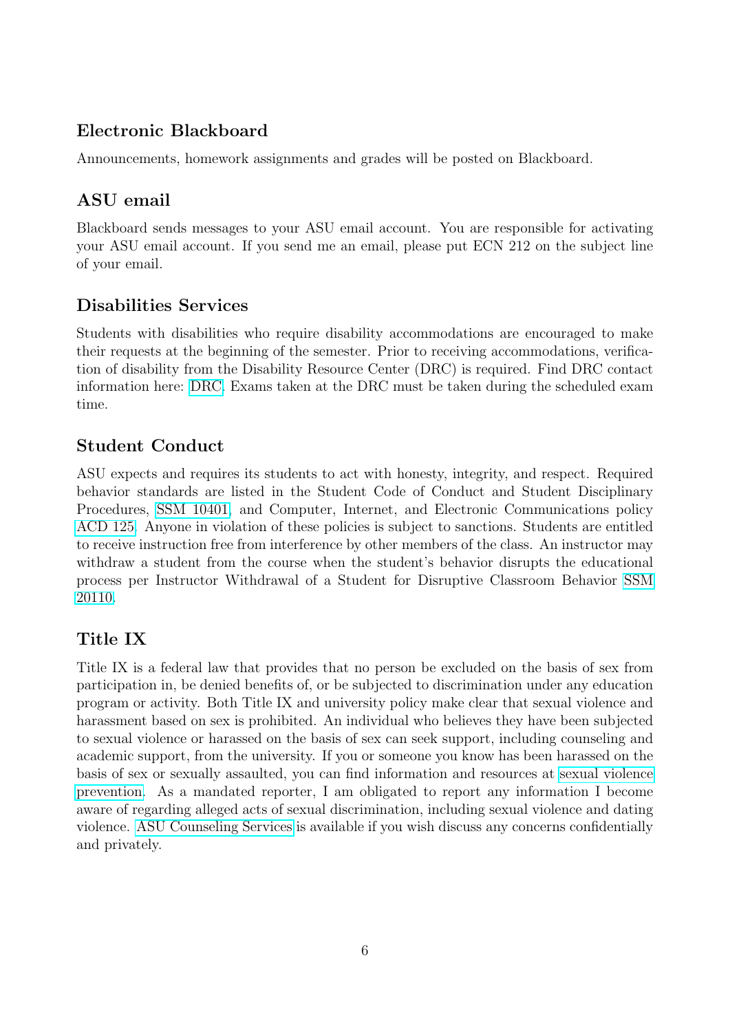## Electronic Blackboard

Announcements, homework assignments and grades will be posted on Blackboard.

## ASU email

Blackboard sends messages to your ASU email account. You are responsible for activating your ASU email account. If you send me an email, please put ECN 212 on the subject line of your email.

## Disabilities Services

Students with disabilities who require disability accommodations are encouraged to make their requests at the beginning of the semester. Prior to receiving accommodations, verification of disability from the Disability Resource Center (DRC) is required. Find DRC contact information here: DRC. Exams taken at the DRC must be taken during the scheduled exam time.

## Student Conduct

ASU expects and requires its students to act with honesty, integrity, and respect. Required behavior standards are listed in the Student Code of Conduct and Student Disciplinary Procedures, SSM 10401, and Computer, Internet, and Electronic Communications policy ACD 125. Anyone in violation of these policies is subject to sanctions. Students are entitled to receive instruction free from interference by other members of the class. An instructor may withdraw a student from the course when the student's behavior disrupts the educational process per Instructor Withdrawal of a Student for Disruptive Classroom Behavior SSM 20110.

## Title IX

Title IX is a federal law that provides that no person be excluded on the basis of sex from participation in, be denied benefits of, or be subjected to discrimination under any education program or activity. Both Title IX and university policy make clear that sexual violence and harassment based on sex is prohibited. An individual who believes they have been subjected to sexual violence or harassed on the basis of sex can seek support, including counseling and academic support, from the university. If you or someone you know has been harassed on the basis of sex or sexually assaulted, you can find information and resources at sexual violence prevention. As a mandated reporter, I am obligated to report any information I become aware of regarding alleged acts of sexual discrimination, including sexual violence and dating violence. ASU Counseling Services is available if you wish discuss any concerns confidentially and privately.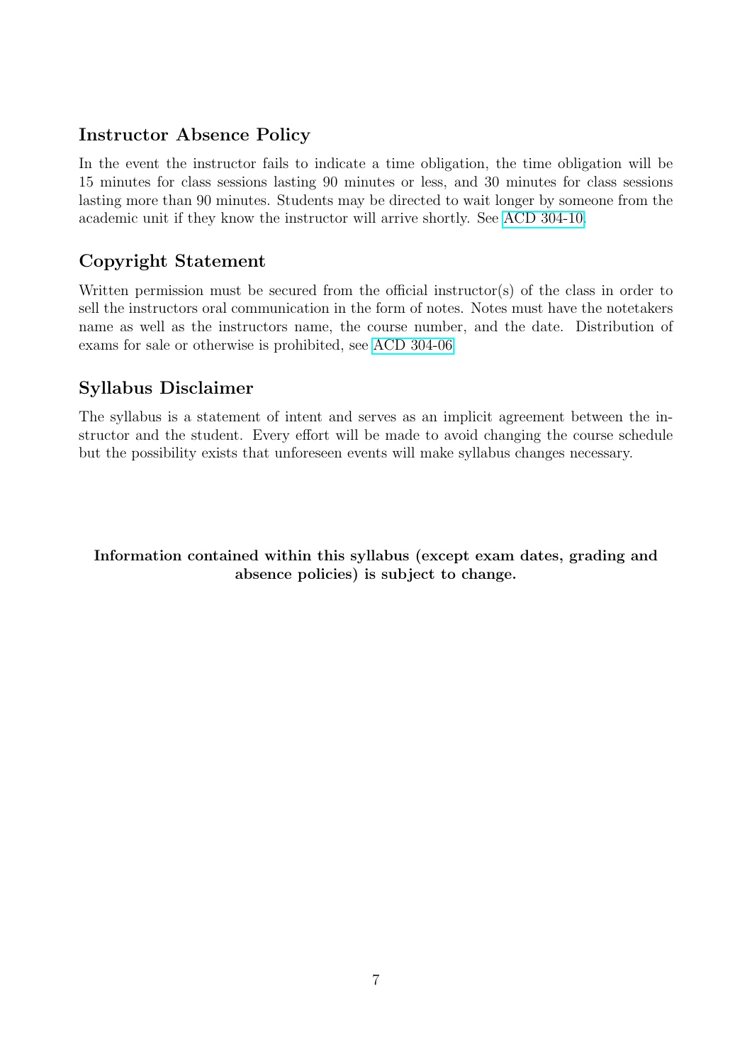## Instructor Absence Policy

In the event the instructor fails to indicate a time obligation, the time obligation will be 15 minutes for class sessions lasting 90 minutes or less, and 30 minutes for class sessions lasting more than 90 minutes. Students may be directed to wait longer by someone from the academic unit if they know the instructor will arrive shortly. See ACD 304-10.

## Copyright Statement

Written permission must be secured from the official instructor(s) of the class in order to sell the instructors oral communication in the form of notes. Notes must have the notetakers name as well as the instructors name, the course number, and the date. Distribution of exams for sale or otherwise is prohibited, see ACD 304-06

## Syllabus Disclaimer

The syllabus is a statement of intent and serves as an implicit agreement between the instructor and the student. Every effort will be made to avoid changing the course schedule but the possibility exists that unforeseen events will make syllabus changes necessary.

**Information contained within this syllabus (except exam dates, grading and absence policies) is subject to change.**